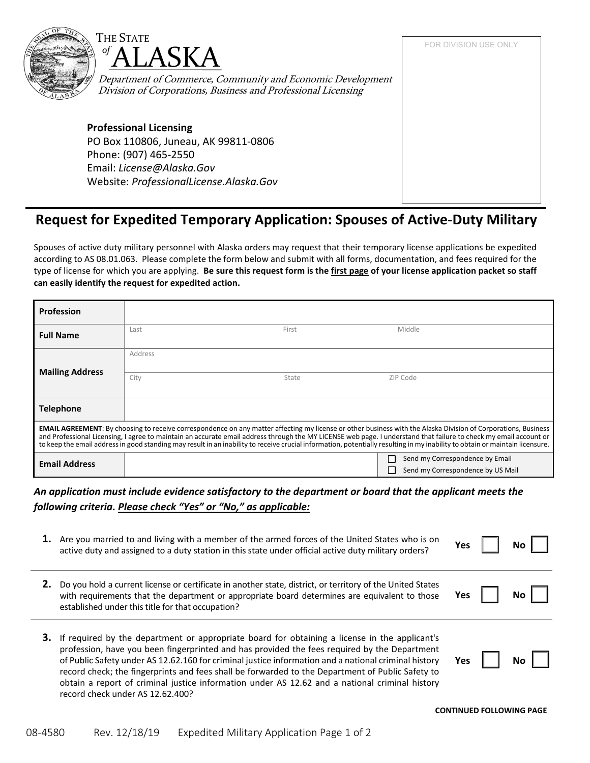THE STATE of ALASKA

Department of Commerce, Community and Economic Development
Division of Corporations, Business and Professional Licensing

**Professional Licensing**
PO Box 110806, Juneau, AK 99811-0806
Phone: (907) 465-2550
Email: *License@Alaska.Gov*
Website: *ProfessionalLicense.Alaska.Gov*

FOR DIVISION USE ONLY

## Request for Expedited Temporary Application: Spouses of Active-Duty Military

Spouses of active duty military personnel with Alaska orders may request that their temporary license applications be expedited according to AS 08.01.063. Please complete the form below and submit with all forms, documentation, and fees required for the type of license for which you are applying. **Be sure this request form is the first page of your license application packet so staff can easily identify the request for expedited action.**

| | | | |
|---|---|---|---|
| **Profession** | | | |
| **Full Name** | Last | First | Middle |
| **Mailing Address** | Address | | |
| | City | State | ZIP Code |
| **Telephone** | | | |

**EMAIL AGREEMENT**: By choosing to receive correspondence on any matter affecting my license or other business with the Alaska Division of Corporations, Business and Professional Licensing, I agree to maintain an accurate email address through the MY LICENSE web page. I understand that failure to check my email account or to keep the email address in good standing may result in an inability to receive crucial information, potentially resulting in my inability to obtain or maintain licensure.

| | | |
|---|---|---|
| **Email Address** | | ☐ Send my Correspondence by Email<br>☐ Send my Correspondence by US Mail |

***An application must include evidence satisfactory to the department or board that the applicant meets the following criteria. Please check "Yes" or "No," as applicable:***

**1.** Are you married to and living with a member of the armed forces of the United States who is on active duty and assigned to a duty station in this state under official active duty military orders? **Yes** ☐ **No** ☐

**2.** Do you hold a current license or certificate in another state, district, or territory of the United States with requirements that the department or appropriate board determines are equivalent to those established under this title for that occupation? **Yes** ☐ **No** ☐

**3.** If required by the department or appropriate board for obtaining a license in the applicant's profession, have you been fingerprinted and has provided the fees required by the Department of Public Safety under AS 12.62.160 for criminal justice information and a national criminal history record check; the fingerprints and fees shall be forwarded to the Department of Public Safety to obtain a report of criminal justice information under AS 12.62 and a national criminal history record check under AS 12.62.400? **Yes** ☐ **No** ☐

**CONTINUED FOLLOWING PAGE**

08-4580 Rev. 12/18/19 Expedited Military Application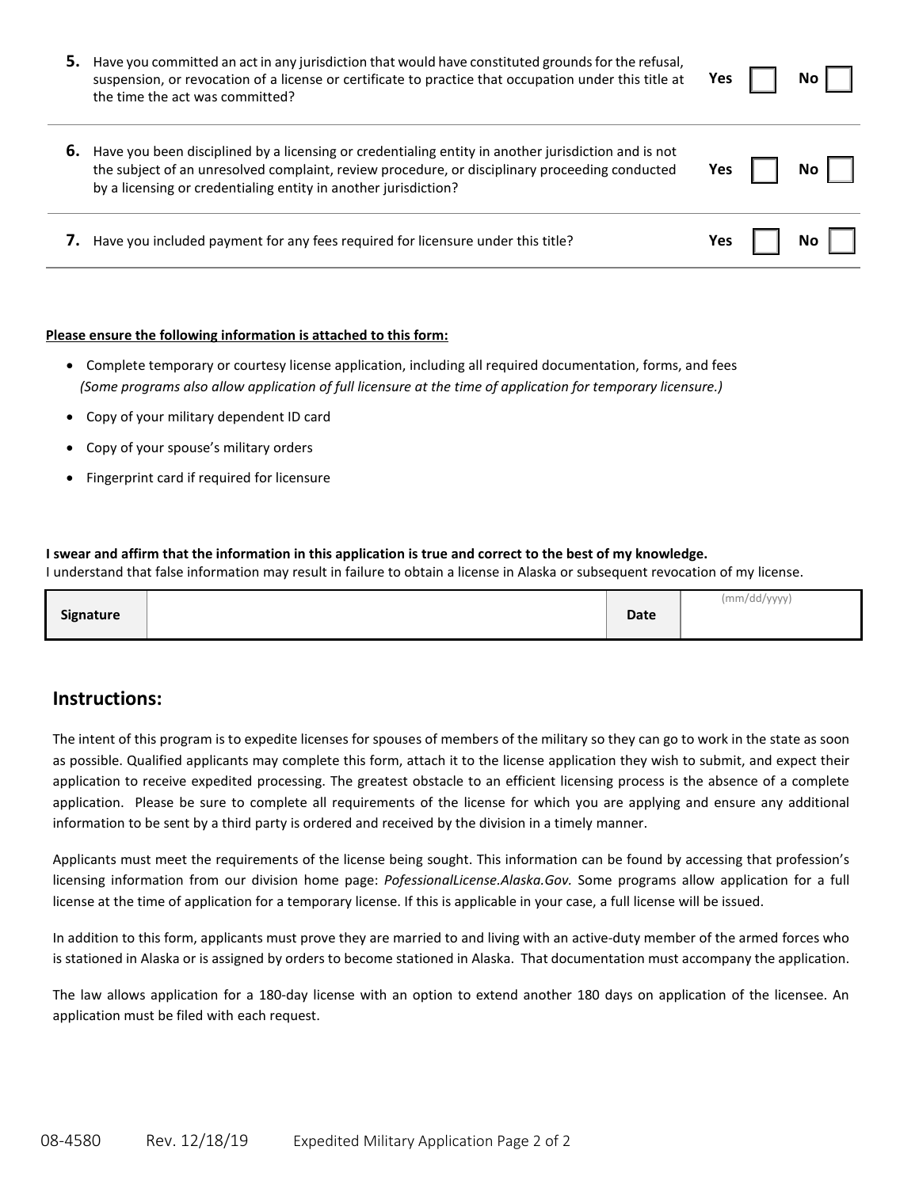| | | | | |
|---|---|---|---|---|
| **5.** | Have you committed an act in any jurisdiction that would have constituted grounds for the refusal, suspension, or revocation of a license or certificate to practice that occupation under this title at the time the act was committed? | **Yes** ☐ | **No** ☐ |
| **6.** | Have you been disciplined by a licensing or credentialing entity in another jurisdiction and is not the subject of an unresolved complaint, review procedure, or disciplinary proceeding conducted by a licensing or credentialing entity in another jurisdiction? | **Yes** ☐ | **No** ☐ |
| **7.** | Have you included payment for any fees required for licensure under this title? | **Yes** ☐ | **No** ☐ |

**Please ensure the following information is attached to this form:**

- Complete temporary or courtesy license application, including all required documentation, forms, and fees
  *(Some programs also allow application of full licensure at the time of application for temporary licensure.)*
- Copy of your military dependent ID card
- Copy of your spouse's military orders
- Fingerprint card if required for licensure

**I swear and affirm that the information in this application is true and correct to the best of my knowledge.**
I understand that false information may result in failure to obtain a license in Alaska or subsequent revocation of my license.

| | | | |
|---|---|---|---|
| **Signature** | | **Date** | (mm/dd/yyyy) |

## Instructions:

The intent of this program is to expedite licenses for spouses of members of the military so they can go to work in the state as soon as possible. Qualified applicants may complete this form, attach it to the license application they wish to submit, and expect their application to receive expedited processing. The greatest obstacle to an efficient licensing process is the absence of a complete application. Please be sure to complete all requirements of the license for which you are applying and ensure any additional information to be sent by a third party is ordered and received by the division in a timely manner.

Applicants must meet the requirements of the license being sought. This information can be found by accessing that profession's licensing information from our division home page: *PofessionalLicense.Alaska.Gov*. Some programs allow application for a full license at the time of application for a temporary license. If this is applicable in your case, a full license will be issued.

In addition to this form, applicants must prove they are married to and living with an active-duty member of the armed forces who is stationed in Alaska or is assigned by orders to become stationed in Alaska. That documentation must accompany the application.

The law allows application for a 180-day license with an option to extend another 180 days on application of the licensee. An application must be filed with each request.

08-4580 Rev. 12/18/19 Expedited Military Application